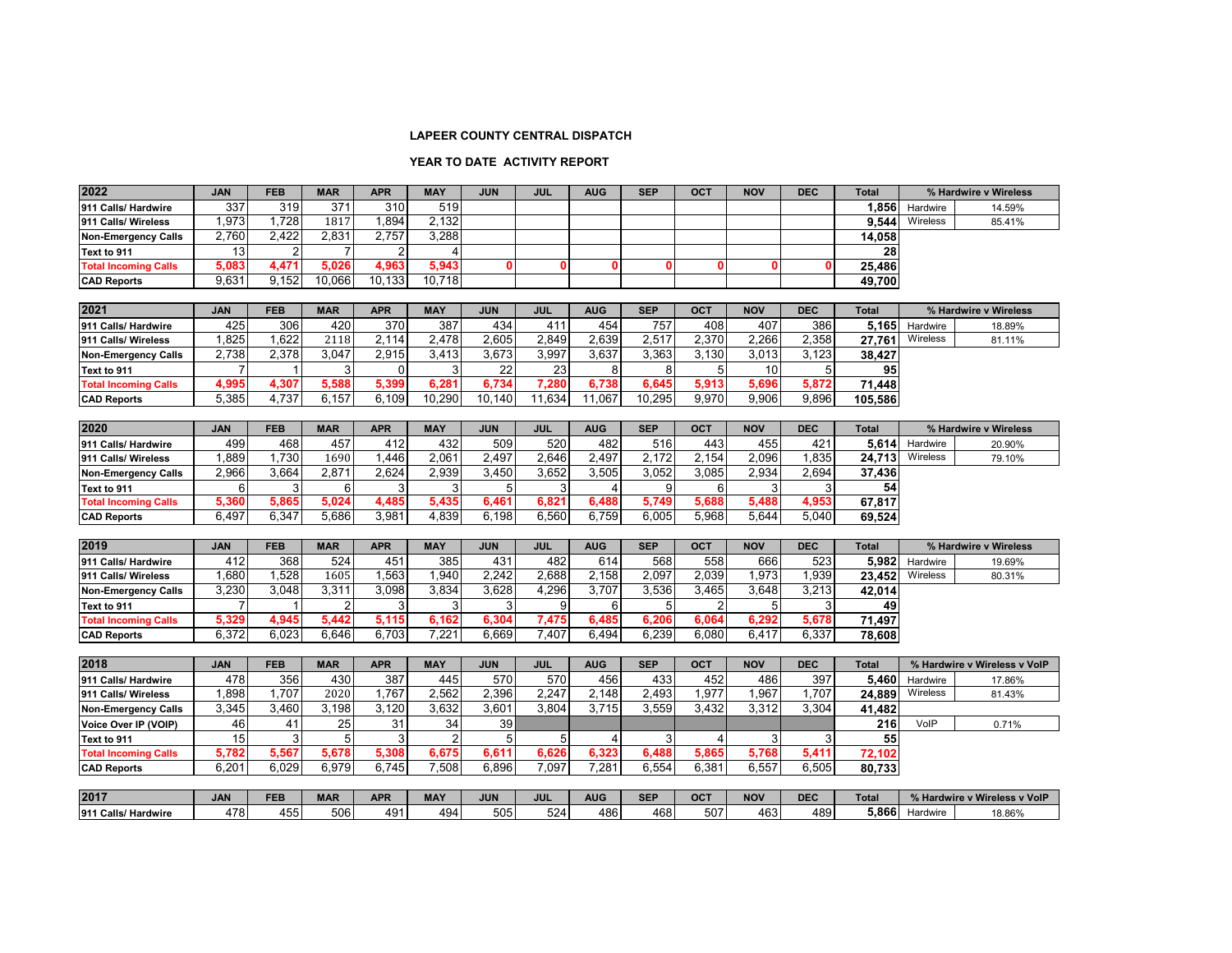# LAPEER COUNTY CENTRAL DISPATCH

## YEAR TO DATE ACTIVITY REPORT

| 2022 | JAN | FEB | MAR | APR | MAY | JUN | JUL | AUG | SEP | OCT | NOV | DEC | Total | % Hardwire v Wireless | |
|---|---|---|---|---|---|---|---|---|---|---|---|---|---|---|---|
| 911 Calls/ Hardwire | 337 | 319 | 371 | 310 | 519 | | | | | | | | 1,856 | Hardwire | 14.59% |
| 911 Calls/ Wireless | 1,973 | 1,728 | 1817 | 1,894 | 2,132 | | | | | | | | 9,544 | Wireless | 85.41% |
| Non-Emergency Calls | 2,760 | 2,422 | 2,831 | 2,757 | 3,288 | | | | | | | | 14,058 | | |
| Text to 911 | 13 | 2 | 7 | 2 | 4 | | | | | | | | 28 | | |
| Total Incoming Calls | 5,083 | 4,471 | 5,026 | 4,963 | 5,943 | 0 | 0 | 0 | 0 | 0 | 0 | 0 | 25,486 | | |
| CAD Reports | 9,631 | 9,152 | 10,066 | 10,133 | 10,718 | | | | | | | | 49,700 | | |

| 2021 | JAN | FEB | MAR | APR | MAY | JUN | JUL | AUG | SEP | OCT | NOV | DEC | Total | % Hardwire v Wireless | |
|---|---|---|---|---|---|---|---|---|---|---|---|---|---|---|---|
| 911 Calls/ Hardwire | 425 | 306 | 420 | 370 | 387 | 434 | 411 | 454 | 757 | 408 | 407 | 386 | 5,165 | Hardwire | 18.89% |
| 911 Calls/ Wireless | 1,825 | 1,622 | 2118 | 2,114 | 2,478 | 2,605 | 2,849 | 2,639 | 2,517 | 2,370 | 2,266 | 2,358 | 27,761 | Wireless | 81.11% |
| Non-Emergency Calls | 2,738 | 2,378 | 3,047 | 2,915 | 3,413 | 3,673 | 3,997 | 3,637 | 3,363 | 3,130 | 3,013 | 3,123 | 38,427 | | |
| Text to 911 | 7 | 1 | 3 | 0 | 3 | 22 | 23 | 8 | 8 | 5 | 10 | 5 | 95 | | |
| Total Incoming Calls | 4,995 | 4,307 | 5,588 | 5,399 | 6,281 | 6,734 | 7,280 | 6,738 | 6,645 | 5,913 | 5,696 | 5,872 | 71,448 | | |
| CAD Reports | 5,385 | 4,737 | 6,157 | 6,109 | 10,290 | 10,140 | 11,634 | 11,067 | 10,295 | 9,970 | 9,906 | 9,896 | 105,586 | | |

| 2020 | JAN | FEB | MAR | APR | MAY | JUN | JUL | AUG | SEP | OCT | NOV | DEC | Total | % Hardwire v Wireless | |
|---|---|---|---|---|---|---|---|---|---|---|---|---|---|---|---|
| 911 Calls/ Hardwire | 499 | 468 | 457 | 412 | 432 | 509 | 520 | 482 | 516 | 443 | 455 | 421 | 5,614 | Hardwire | 20.90% |
| 911 Calls/ Wireless | 1,889 | 1,730 | 1690 | 1,446 | 2,061 | 2,497 | 2,646 | 2,497 | 2,172 | 2,154 | 2,096 | 1,835 | 24,713 | Wireless | 79.10% |
| Non-Emergency Calls | 2,966 | 3,664 | 2,871 | 2,624 | 2,939 | 3,450 | 3,652 | 3,505 | 3,052 | 3,085 | 2,934 | 2,694 | 37,436 | | |
| Text to 911 | 6 | 3 | 6 | 3 | 3 | 5 | 3 | 4 | 9 | 6 | 3 | 3 | 54 | | |
| Total Incoming Calls | 5,360 | 5,865 | 5,024 | 4,485 | 5,435 | 6,461 | 6,821 | 6,488 | 5,749 | 5,688 | 5,488 | 4,953 | 67,817 | | |
| CAD Reports | 6,497 | 6,347 | 5,686 | 3,981 | 4,839 | 6,198 | 6,560 | 6,759 | 6,005 | 5,968 | 5,644 | 5,040 | 69,524 | | |

| 2019 | JAN | FEB | MAR | APR | MAY | JUN | JUL | AUG | SEP | OCT | NOV | DEC | Total | % Hardwire v Wireless | |
|---|---|---|---|---|---|---|---|---|---|---|---|---|---|---|---|
| 911 Calls/ Hardwire | 412 | 368 | 524 | 451 | 385 | 431 | 482 | 614 | 568 | 558 | 666 | 523 | 5,982 | Hardwire | 19.69% |
| 911 Calls/ Wireless | 1,680 | 1,528 | 1605 | 1,563 | 1,940 | 2,242 | 2,688 | 2,158 | 2,097 | 2,039 | 1,973 | 1,939 | 23,452 | Wireless | 80.31% |
| Non-Emergency Calls | 3,230 | 3,048 | 3,311 | 3,098 | 3,834 | 3,628 | 4,296 | 3,707 | 3,536 | 3,465 | 3,648 | 3,213 | 42,014 | | |
| Text to 911 | 7 | 1 | 2 | 3 | 3 | 3 | 9 | 6 | 5 | 2 | 5 | 3 | 49 | | |
| Total Incoming Calls | 5,329 | 4,945 | 5,442 | 5,115 | 6,162 | 6,304 | 7,475 | 6,485 | 6,206 | 6,064 | 6,292 | 5,678 | 71,497 | | |
| CAD Reports | 6,372 | 6,023 | 6,646 | 6,703 | 7,221 | 6,669 | 7,407 | 6,494 | 6,239 | 6,080 | 6,417 | 6,337 | 78,608 | | |

| 2018 | JAN | FEB | MAR | APR | MAY | JUN | JUL | AUG | SEP | OCT | NOV | DEC | Total | % Hardwire v Wireless v VoIP | |
|---|---|---|---|---|---|---|---|---|---|---|---|---|---|---|---|
| 911 Calls/ Hardwire | 478 | 356 | 430 | 387 | 445 | 570 | 570 | 456 | 433 | 452 | 486 | 397 | 5,460 | Hardwire | 17.86% |
| 911 Calls/ Wireless | 1,898 | 1,707 | 2020 | 1,767 | 2,562 | 2,396 | 2,247 | 2,148 | 2,493 | 1,977 | 1,967 | 1,707 | 24,889 | Wireless | 81.43% |
| Non-Emergency Calls | 3,345 | 3,460 | 3,198 | 3,120 | 3,632 | 3,601 | 3,804 | 3,715 | 3,559 | 3,432 | 3,312 | 3,304 | 41,482 | | |
| Voice Over IP (VOIP) | 46 | 41 | 25 | 31 | 34 | 39 | | | | | | | 216 | VoIP | 0.71% |
| Text to 911 | 15 | 3 | 5 | 3 | 2 | 5 | 5 | 4 | 3 | 4 | 3 | 3 | 55 | | |
| Total Incoming Calls | 5,782 | 5,567 | 5,678 | 5,308 | 6,675 | 6,611 | 6,626 | 6,323 | 6,488 | 5,865 | 5,768 | 5,411 | 72,102 | | |
| CAD Reports | 6,201 | 6,029 | 6,979 | 6,745 | 7,508 | 6,896 | 7,097 | 7,281 | 6,554 | 6,381 | 6,557 | 6,505 | 80,733 | | |

| 2017 | JAN | FEB | MAR | APR | MAY | JUN | JUL | AUG | SEP | OCT | NOV | DEC | Total | % Hardwire v Wireless v VoIP | |
|---|---|---|---|---|---|---|---|---|---|---|---|---|---|---|---|
| 911 Calls/ Hardwire | 478 | 455 | 506 | 491 | 494 | 505 | 524 | 486 | 468 | 507 | 463 | 489 | 5,866 | Hardwire | 18.86% |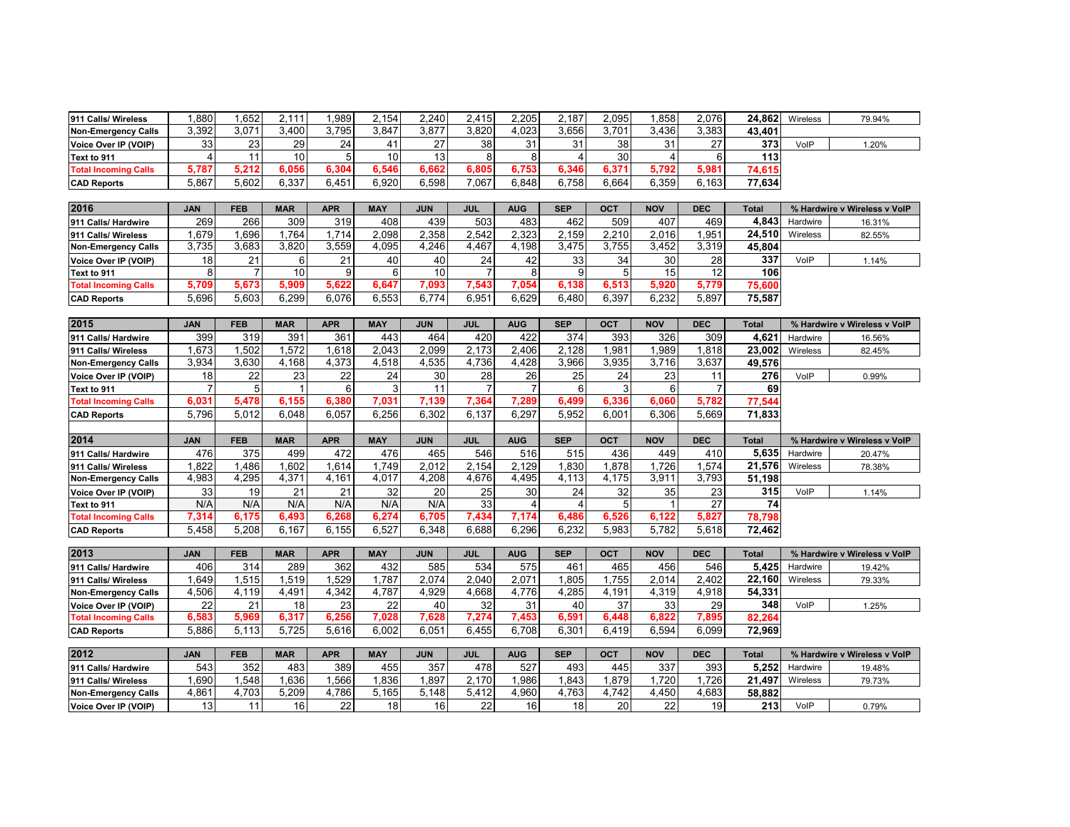| | | | | | | | | | | | | | | | |
|---|---|---|---|---|---|---|---|---|---|---|---|---|---|---|---|
| 911 Calls/ Wireless | 1,880 | 1,652 | 2,111 | 1,989 | 2,154 | 2,240 | 2,415 | 2,205 | 2,187 | 2,095 | 1,858 | 2,076 | **24,862** | Wireless | 79.94% |
| Non-Emergency Calls | 3,392 | 3,071 | 3,400 | 3,795 | 3,847 | 3,877 | 3,820 | 4,023 | 3,656 | 3,701 | 3,436 | 3,383 | **43,401** | | |
| Voice Over IP (VOIP) | 33 | 23 | 29 | 24 | 41 | 27 | 38 | 31 | 31 | 38 | 31 | 27 | **373** | VoIP | 1.20% |
| Text to 911 | 4 | 11 | 10 | 5 | 10 | 13 | 8 | 8 | 4 | 30 | 4 | 6 | **113** | | |
| **Total Incoming Calls** | **5,787** | **5,212** | **6,056** | **6,304** | **6,546** | **6,662** | **6,805** | **6,753** | **6,346** | **6,371** | **5,792** | **5,981** | **74,615** | | |
| CAD Reports | 5,867 | 5,602 | 6,337 | 6,451 | 6,920 | 6,598 | 7,067 | 6,848 | 6,758 | 6,664 | 6,359 | 6,163 | **77,634** | | |

| 2016 | JAN | FEB | MAR | APR | MAY | JUN | JUL | AUG | SEP | OCT | NOV | DEC | Total | % Hardwire v Wireless v VoIP | |
|---|---|---|---|---|---|---|---|---|---|---|---|---|---|---|---|
| 911 Calls/ Hardwire | 269 | 266 | 309 | 319 | 408 | 439 | 503 | 483 | 462 | 509 | 407 | 469 | **4,843** | Hardwire | 16.31% |
| 911 Calls/ Wireless | 1,679 | 1,696 | 1,764 | 1,714 | 2,098 | 2,358 | 2,542 | 2,323 | 2,159 | 2,210 | 2,016 | 1,951 | **24,510** | Wireless | 82.55% |
| Non-Emergency Calls | 3,735 | 3,683 | 3,820 | 3,559 | 4,095 | 4,246 | 4,467 | 4,198 | 3,475 | 3,755 | 3,452 | 3,319 | **45,804** | | |
| Voice Over IP (VOIP) | 18 | 21 | 6 | 21 | 40 | 40 | 24 | 42 | 33 | 34 | 30 | 28 | **337** | VoIP | 1.14% |
| Text to 911 | 8 | 7 | 10 | 9 | 6 | 10 | 7 | 8 | 9 | 5 | 15 | 12 | **106** | | |
| **Total Incoming Calls** | **5,709** | **5,673** | **5,909** | **5,622** | **6,647** | **7,093** | **7,543** | **7,054** | **6,138** | **6,513** | **5,920** | **5,779** | **75,600** | | |
| CAD Reports | 5,696 | 5,603 | 6,299 | 6,076 | 6,553 | 6,774 | 6,951 | 6,629 | 6,480 | 6,397 | 6,232 | 5,897 | **75,587** | | |

| 2015 | JAN | FEB | MAR | APR | MAY | JUN | JUL | AUG | SEP | OCT | NOV | DEC | Total | % Hardwire v Wireless v VoIP | |
|---|---|---|---|---|---|---|---|---|---|---|---|---|---|---|---|
| 911 Calls/ Hardwire | 399 | 319 | 391 | 361 | 443 | 464 | 420 | 422 | 374 | 393 | 326 | 309 | **4,621** | Hardwire | 16.56% |
| 911 Calls/ Wireless | 1,673 | 1,502 | 1,572 | 1,618 | 2,043 | 2,099 | 2,173 | 2,406 | 2,128 | 1,981 | 1,989 | 1,818 | **23,002** | Wireless | 82.45% |
| Non-Emergency Calls | 3,934 | 3,630 | 4,168 | 4,373 | 4,518 | 4,535 | 4,736 | 4,428 | 3,966 | 3,935 | 3,716 | 3,637 | **49,576** | | |
| Voice Over IP (VOIP) | 18 | 22 | 23 | 22 | 24 | 30 | 28 | 26 | 25 | 24 | 23 | 11 | **276** | VoIP | 0.99% |
| Text to 911 | 7 | 5 | 1 | 6 | 3 | 11 | 7 | 7 | 6 | 3 | 6 | 7 | **69** | | |
| **Total Incoming Calls** | **6,031** | **5,478** | **6,155** | **6,380** | **7,031** | **7,139** | **7,364** | **7,289** | **6,499** | **6,336** | **6,060** | **5,782** | **77,544** | | |
| CAD Reports | 5,796 | 5,012 | 6,048 | 6,057 | 6,256 | 6,302 | 6,137 | 6,297 | 5,952 | 6,001 | 6,306 | 5,669 | **71,833** | | |

| 2014 | JAN | FEB | MAR | APR | MAY | JUN | JUL | AUG | SEP | OCT | NOV | DEC | Total | % Hardwire v Wireless v VoIP | |
|---|---|---|---|---|---|---|---|---|---|---|---|---|---|---|---|
| 911 Calls/ Hardwire | 476 | 375 | 499 | 472 | 476 | 465 | 546 | 516 | 515 | 436 | 449 | 410 | **5,635** | Hardwire | 20.47% |
| 911 Calls/ Wireless | 1,822 | 1,486 | 1,602 | 1,614 | 1,749 | 2,012 | 2,154 | 2,129 | 1,830 | 1,878 | 1,726 | 1,574 | **21,576** | Wireless | 78.38% |
| Non-Emergency Calls | 4,983 | 4,295 | 4,371 | 4,161 | 4,017 | 4,208 | 4,676 | 4,495 | 4,113 | 4,175 | 3,911 | 3,793 | **51,198** | | |
| Voice Over IP (VOIP) | 33 | 19 | 21 | 21 | 32 | 20 | 25 | 30 | 24 | 32 | 35 | 23 | **315** | VoIP | 1.14% |
| Text to 911 | N/A | N/A | N/A | N/A | N/A | N/A | 33 | 4 | 4 | 5 | 1 | 27 | **74** | | |
| **Total Incoming Calls** | **7,314** | **6,175** | **6,493** | **6,268** | **6,274** | **6,705** | **7,434** | **7,174** | **6,486** | **6,526** | **6,122** | **5,827** | **78,798** | | |
| CAD Reports | 5,458 | 5,208 | 6,167 | 6,155 | 6,527 | 6,348 | 6,688 | 6,296 | 6,232 | 5,983 | 5,782 | 5,618 | **72,462** | | |

| 2013 | JAN | FEB | MAR | APR | MAY | JUN | JUL | AUG | SEP | OCT | NOV | DEC | Total | % Hardwire v Wireless v VoIP | |
|---|---|---|---|---|---|---|---|---|---|---|---|---|---|---|---|
| 911 Calls/ Hardwire | 406 | 314 | 289 | 362 | 432 | 585 | 534 | 575 | 461 | 465 | 456 | 546 | **5,425** | Hardwire | 19.42% |
| 911 Calls/ Wireless | 1,649 | 1,515 | 1,519 | 1,529 | 1,787 | 2,074 | 2,040 | 2,071 | 1,805 | 1,755 | 2,014 | 2,402 | **22,160** | Wireless | 79.33% |
| Non-Emergency Calls | 4,506 | 4,119 | 4,491 | 4,342 | 4,787 | 4,929 | 4,668 | 4,776 | 4,285 | 4,191 | 4,319 | 4,918 | **54,331** | | |
| Voice Over IP (VOIP) | 22 | 21 | 18 | 23 | 22 | 40 | 32 | 31 | 40 | 37 | 33 | 29 | **348** | VoIP | 1.25% |
| **Total Incoming Calls** | **6,583** | **5,969** | **6,317** | **6,256** | **7,028** | **7,628** | **7,274** | **7,453** | **6,591** | **6,448** | **6,822** | **7,895** | **82,264** | | |
| CAD Reports | 5,886 | 5,113 | 5,725 | 5,616 | 6,002 | 6,051 | 6,455 | 6,708 | 6,301 | 6,419 | 6,594 | 6,099 | **72,969** | | |

| 2012 | JAN | FEB | MAR | APR | MAY | JUN | JUL | AUG | SEP | OCT | NOV | DEC | Total | % Hardwire v Wireless v VoIP | |
|---|---|---|---|---|---|---|---|---|---|---|---|---|---|---|---|
| 911 Calls/ Hardwire | 543 | 352 | 483 | 389 | 455 | 357 | 478 | 527 | 493 | 445 | 337 | 393 | **5,252** | Hardwire | 19.48% |
| 911 Calls/ Wireless | 1,690 | 1,548 | 1,636 | 1,566 | 1,836 | 1,897 | 2,170 | 1,986 | 1,843 | 1,879 | 1,720 | 1,726 | **21,497** | Wireless | 79.73% |
| Non-Emergency Calls | 4,861 | 4,703 | 5,209 | 4,786 | 5,165 | 5,148 | 5,412 | 4,960 | 4,763 | 4,742 | 4,450 | 4,683 | **58,882** | | |
| Voice Over IP (VOIP) | 13 | 11 | 16 | 22 | 18 | 16 | 22 | 16 | 18 | 20 | 22 | 19 | **213** | VoIP | 0.79% |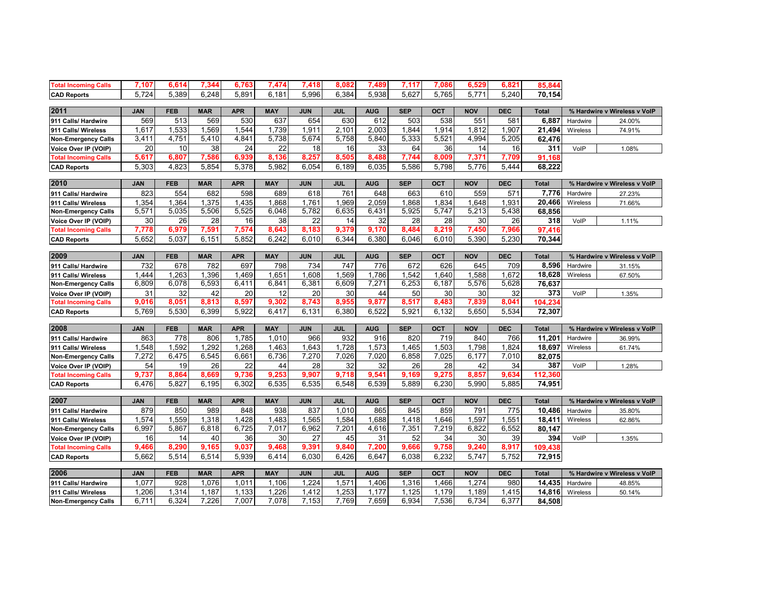| Total Incoming Calls | 7,107 | 6,614 | 7,344 | 6,763 | 7,474 | 7,418 | 8,082 | 7,489 | 7,117 | 7,086 | 6,529 | 6,821 | 85,844 | | |
|---|---|---|---|---|---|---|---|---|---|---|---|---|---|---|---|
| CAD Reports | 5,724 | 5,389 | 6,248 | 5,891 | 6,181 | 5,996 | 6,384 | 5,938 | 5,627 | 5,765 | 5,771 | 5,240 | 70,154 | | |

| 2011 | JAN | FEB | MAR | APR | MAY | JUN | JUL | AUG | SEP | OCT | NOV | DEC | Total | % Hardwire v Wireless v VoIP | |
|---|---|---|---|---|---|---|---|---|---|---|---|---|---|---|---|
| 911 Calls/ Hardwire | 569 | 513 | 569 | 530 | 637 | 654 | 630 | 612 | 503 | 538 | 551 | 581 | 6,887 | Hardwire | 24.00% |
| 911 Calls/ Wireless | 1,617 | 1,533 | 1,569 | 1,544 | 1,739 | 1,911 | 2,101 | 2,003 | 1,844 | 1,914 | 1,812 | 1,907 | 21,494 | Wireless | 74.91% |
| Non-Emergency Calls | 3,411 | 4,751 | 5,410 | 4,841 | 5,738 | 5,674 | 5,758 | 5,840 | 5,333 | 5,521 | 4,994 | 5,205 | 62,476 | | |
| Voice Over IP (VOIP) | 20 | 10 | 38 | 24 | 22 | 18 | 16 | 33 | 64 | 36 | 14 | 16 | 311 | VoIP | 1.08% |
| Total Incoming Calls | 5,617 | 6,807 | 7,586 | 6,939 | 8,136 | 8,257 | 8,505 | 8,488 | 7,744 | 8,009 | 7,371 | 7,709 | 91,168 | | |
| CAD Reports | 5,303 | 4,823 | 5,854 | 5,378 | 5,982 | 6,054 | 6,189 | 6,035 | 5,586 | 5,798 | 5,776 | 5,444 | 68,222 | | |

| 2010 | JAN | FEB | MAR | APR | MAY | JUN | JUL | AUG | SEP | OCT | NOV | DEC | Total | % Hardwire v Wireless v VoIP | |
|---|---|---|---|---|---|---|---|---|---|---|---|---|---|---|---|
| 911 Calls/ Hardwire | 823 | 554 | 682 | 598 | 689 | 618 | 761 | 648 | 663 | 610 | 559 | 571 | 7,776 | Hardwire | 27.23% |
| 911 Calls/ Wireless | 1,354 | 1,364 | 1,375 | 1,435 | 1,868 | 1,761 | 1,969 | 2,059 | 1,868 | 1,834 | 1,648 | 1,931 | 20,466 | Wireless | 71.66% |
| Non-Emergency Calls | 5,571 | 5,035 | 5,506 | 5,525 | 6,048 | 5,782 | 6,635 | 6,431 | 5,925 | 5,747 | 5,213 | 5,438 | 68,856 | | |
| Voice Over IP (VOIP) | 30 | 26 | 28 | 16 | 38 | 22 | 14 | 32 | 28 | 28 | 30 | 26 | 318 | VoIP | 1.11% |
| Total Incoming Calls | 7,778 | 6,979 | 7,591 | 7,574 | 8,643 | 8,183 | 9,379 | 9,170 | 8,484 | 8,219 | 7,450 | 7,966 | 97,416 | | |
| CAD Reports | 5,652 | 5,037 | 6,151 | 5,852 | 6,242 | 6,010 | 6,344 | 6,380 | 6,046 | 6,010 | 5,390 | 5,230 | 70,344 | | |

| 2009 | JAN | FEB | MAR | APR | MAY | JUN | JUL | AUG | SEP | OCT | NOV | DEC | Total | % Hardwire v Wireless v VoIP | |
|---|---|---|---|---|---|---|---|---|---|---|---|---|---|---|---|
| 911 Calls/ Hardwire | 732 | 678 | 782 | 697 | 798 | 734 | 747 | 776 | 672 | 626 | 645 | 709 | 8,596 | Hardwire | 31.15% |
| 911 Calls/ Wireless | 1,444 | 1,263 | 1,396 | 1,469 | 1,651 | 1,608 | 1,569 | 1,786 | 1,542 | 1,640 | 1,588 | 1,672 | 18,628 | Wireless | 67.50% |
| Non-Emergency Calls | 6,809 | 6,078 | 6,593 | 6,411 | 6,841 | 6,381 | 6,609 | 7,271 | 6,253 | 6,187 | 5,576 | 5,628 | 76,637 | | |
| Voice Over IP (VOIP) | 31 | 32 | 42 | 20 | 12 | 20 | 30 | 44 | 50 | 30 | 30 | 32 | 373 | VoIP | 1.35% |
| Total Incoming Calls | 9,016 | 8,051 | 8,813 | 8,597 | 9,302 | 8,743 | 8,955 | 9,877 | 8,517 | 8,483 | 7,839 | 8,041 | 104,234 | | |
| CAD Reports | 5,769 | 5,530 | 6,399 | 5,922 | 6,417 | 6,131 | 6,380 | 6,522 | 5,921 | 6,132 | 5,650 | 5,534 | 72,307 | | |

| 2008 | JAN | FEB | MAR | APR | MAY | JUN | JUL | AUG | SEP | OCT | NOV | DEC | Total | % Hardwire v Wireless v VoIP | |
|---|---|---|---|---|---|---|---|---|---|---|---|---|---|---|---|
| 911 Calls/ Hardwire | 863 | 778 | 806 | 1,785 | 1,010 | 966 | 932 | 916 | 820 | 719 | 840 | 766 | 11,201 | Hardwire | 36.99% |
| 911 Calls/ Wireless | 1,548 | 1,592 | 1,292 | 1,268 | 1,463 | 1,643 | 1,728 | 1,573 | 1,465 | 1,503 | 1,798 | 1,824 | 18,697 | Wireless | 61.74% |
| Non-Emergency Calls | 7,272 | 6,475 | 6,545 | 6,661 | 6,736 | 7,270 | 7,026 | 7,020 | 6,858 | 7,025 | 6,177 | 7,010 | 82,075 | | |
| Voice Over IP (VOIP) | 54 | 19 | 26 | 22 | 44 | 28 | 32 | 32 | 26 | 28 | 42 | 34 | 387 | VoIP | 1.28% |
| Total Incoming Calls | 9,737 | 8,864 | 8,669 | 9,736 | 9,253 | 9,907 | 9,718 | 9,541 | 9,169 | 9,275 | 8,857 | 9,634 | 112,360 | | |
| CAD Reports | 6,476 | 5,827 | 6,195 | 6,302 | 6,535 | 6,535 | 6,548 | 6,539 | 5,889 | 6,230 | 5,990 | 5,885 | 74,951 | | |

| 2007 | JAN | FEB | MAR | APR | MAY | JUN | JUL | AUG | SEP | OCT | NOV | DEC | Total | % Hardwire v Wireless v VoIP | |
|---|---|---|---|---|---|---|---|---|---|---|---|---|---|---|---|
| 911 Calls/ Hardwire | 879 | 850 | 989 | 848 | 938 | 837 | 1,010 | 865 | 845 | 859 | 791 | 775 | 10,486 | Hardwire | 35.80% |
| 911 Calls/ Wireless | 1,574 | 1,559 | 1,318 | 1,428 | 1,483 | 1,565 | 1,584 | 1,688 | 1,418 | 1,646 | 1,597 | 1,551 | 18,411 | Wireless | 62.86% |
| Non-Emergency Calls | 6,997 | 5,867 | 6,818 | 6,725 | 7,017 | 6,962 | 7,201 | 4,616 | 7,351 | 7,219 | 6,822 | 6,552 | 80,147 | | |
| Voice Over IP (VOIP) | 16 | 14 | 40 | 36 | 30 | 27 | 45 | 31 | 52 | 34 | 30 | 39 | 394 | VoIP | 1.35% |
| Total Incoming Calls | 9,466 | 8,290 | 9,165 | 9,037 | 9,468 | 9,391 | 9,840 | 7,200 | 9,666 | 9,758 | 9,240 | 8,917 | 109,438 | | |
| CAD Reports | 5,662 | 5,514 | 6,514 | 5,939 | 6,414 | 6,030 | 6,426 | 6,647 | 6,038 | 6,232 | 5,747 | 5,752 | 72,915 | | |

| 2006 | JAN | FEB | MAR | APR | MAY | JUN | JUL | AUG | SEP | OCT | NOV | DEC | Total | % Hardwire v Wireless v VoIP | |
|---|---|---|---|---|---|---|---|---|---|---|---|---|---|---|---|
| 911 Calls/ Hardwire | 1,077 | 928 | 1,076 | 1,011 | 1,106 | 1,224 | 1,571 | 1,406 | 1,316 | 1,466 | 1,274 | 980 | 14,435 | Hardwire | 48.85% |
| 911 Calls/ Wireless | 1,206 | 1,314 | 1,187 | 1,133 | 1,226 | 1,412 | 1,253 | 1,177 | 1,125 | 1,179 | 1,189 | 1,415 | 14,816 | Wireless | 50.14% |
| Non-Emergency Calls | 6,711 | 6,324 | 7,226 | 7,007 | 7,078 | 7,153 | 7,769 | 7,659 | 6,934 | 7,536 | 6,734 | 6,377 | 84,508 | | |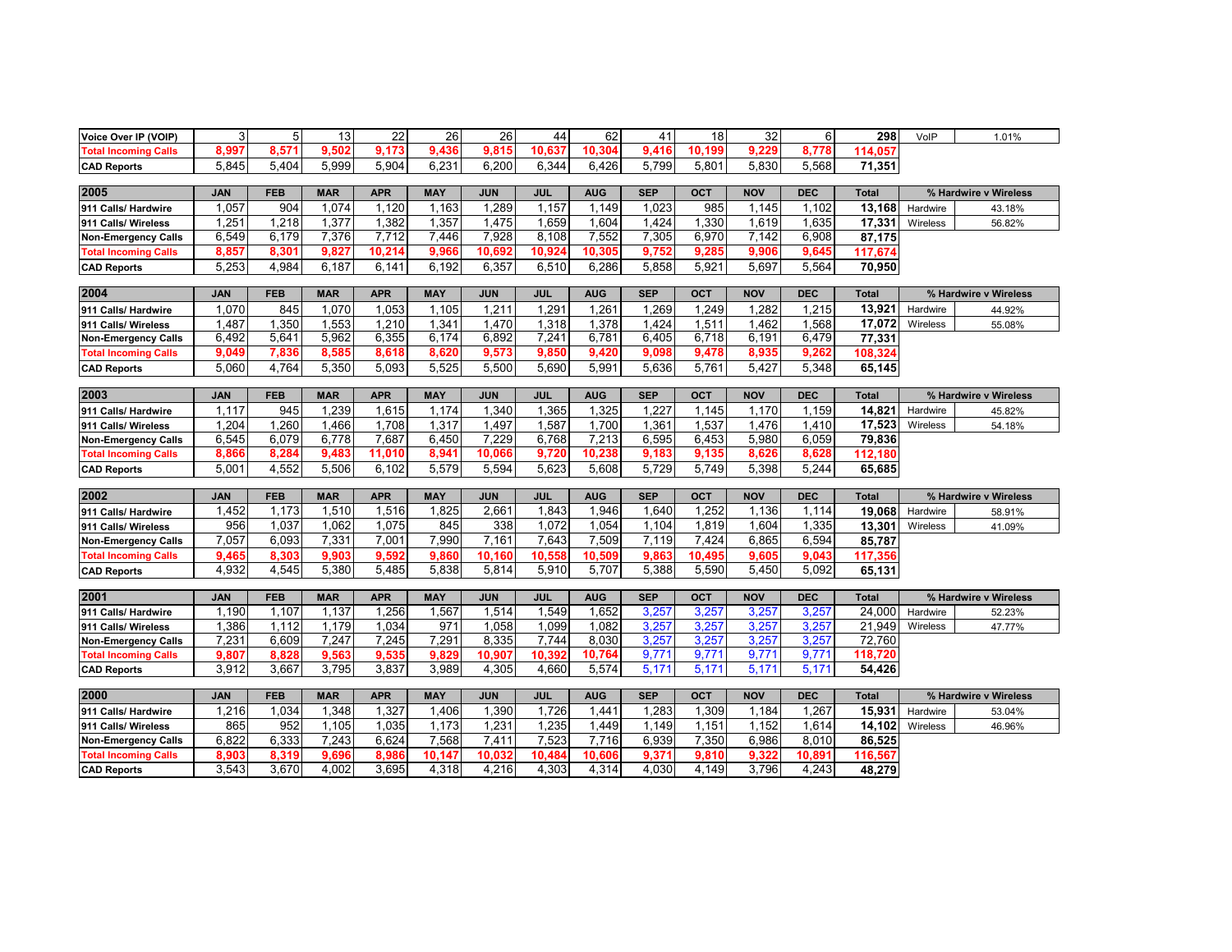| | | | | | | | | | | | | | | | |
|---|---|---|---|---|---|---|---|---|---|---|---|---|---|---|---|
| **Voice Over IP (VOIP)** | 3 | 5 | 13 | 22 | 26 | 26 | 44 | 62 | 41 | 18 | 32 | 6 | **298** | VoIP | 1.01% |
| **Total Incoming Calls** | **8,997** | **8,571** | **9,502** | **9,173** | **9,436** | **9,815** | **10,637** | **10,304** | **9,416** | **10,199** | **9,229** | **8,778** | **114,057** | | |
| **CAD Reports** | 5,845 | 5,404 | 5,999 | 5,904 | 6,231 | 6,200 | 6,344 | 6,426 | 5,799 | 5,801 | 5,830 | 5,568 | **71,351** | | |

| **2005** | **JAN** | **FEB** | **MAR** | **APR** | **MAY** | **JUN** | **JUL** | **AUG** | **SEP** | **OCT** | **NOV** | **DEC** | **Total** | **% Hardwire v Wireless** | |
|---|---|---|---|---|---|---|---|---|---|---|---|---|---|---|---|
| **911 Calls/ Hardwire** | 1,057 | 904 | 1,074 | 1,120 | 1,163 | 1,289 | 1,157 | 1,149 | 1,023 | 985 | 1,145 | 1,102 | **13,168** | Hardwire | 43.18% |
| **911 Calls/ Wireless** | 1,251 | 1,218 | 1,377 | 1,382 | 1,357 | 1,475 | 1,659 | 1,604 | 1,424 | 1,330 | 1,619 | 1,635 | **17,331** | Wireless | 56.82% |
| **Non-Emergency Calls** | 6,549 | 6,179 | 7,376 | 7,712 | 7,446 | 7,928 | 8,108 | 7,552 | 7,305 | 6,970 | 7,142 | 6,908 | **87,175** | | |
| **Total Incoming Calls** | **8,857** | **8,301** | **9,827** | **10,214** | **9,966** | **10,692** | **10,924** | **10,305** | **9,752** | **9,285** | **9,906** | **9,645** | **117,674** | | |
| **CAD Reports** | 5,253 | 4,984 | 6,187 | 6,141 | 6,192 | 6,357 | 6,510 | 6,286 | 5,858 | 5,921 | 5,697 | 5,564 | **70,950** | | |

| **2004** | **JAN** | **FEB** | **MAR** | **APR** | **MAY** | **JUN** | **JUL** | **AUG** | **SEP** | **OCT** | **NOV** | **DEC** | **Total** | **% Hardwire v Wireless** | |
|---|---|---|---|---|---|---|---|---|---|---|---|---|---|---|---|
| **911 Calls/ Hardwire** | 1,070 | 845 | 1,070 | 1,053 | 1,105 | 1,211 | 1,291 | 1,261 | 1,269 | 1,249 | 1,282 | 1,215 | **13,921** | Hardwire | 44.92% |
| **911 Calls/ Wireless** | 1,487 | 1,350 | 1,553 | 1,210 | 1,341 | 1,470 | 1,318 | 1,378 | 1,424 | 1,511 | 1,462 | 1,568 | **17,072** | Wireless | 55.08% |
| **Non-Emergency Calls** | 6,492 | 5,641 | 5,962 | 6,355 | 6,174 | 6,892 | 7,241 | 6,781 | 6,405 | 6,718 | 6,191 | 6,479 | **77,331** | | |
| **Total Incoming Calls** | **9,049** | **7,836** | **8,585** | **8,618** | **8,620** | **9,573** | **9,850** | **9,420** | **9,098** | **9,478** | **8,935** | **9,262** | **108,324** | | |
| **CAD Reports** | 5,060 | 4,764 | 5,350 | 5,093 | 5,525 | 5,500 | 5,690 | 5,991 | 5,636 | 5,761 | 5,427 | 5,348 | **65,145** | | |

| **2003** | **JAN** | **FEB** | **MAR** | **APR** | **MAY** | **JUN** | **JUL** | **AUG** | **SEP** | **OCT** | **NOV** | **DEC** | **Total** | **% Hardwire v Wireless** | |
|---|---|---|---|---|---|---|---|---|---|---|---|---|---|---|---|
| **911 Calls/ Hardwire** | 1,117 | 945 | 1,239 | 1,615 | 1,174 | 1,340 | 1,365 | 1,325 | 1,227 | 1,145 | 1,170 | 1,159 | **14,821** | Hardwire | 45.82% |
| **911 Calls/ Wireless** | 1,204 | 1,260 | 1,466 | 1,708 | 1,317 | 1,497 | 1,587 | 1,700 | 1,361 | 1,537 | 1,476 | 1,410 | **17,523** | Wireless | 54.18% |
| **Non-Emergency Calls** | 6,545 | 6,079 | 6,778 | 7,687 | 6,450 | 7,229 | 6,768 | 7,213 | 6,595 | 6,453 | 5,980 | 6,059 | **79,836** | | |
| **Total Incoming Calls** | **8,866** | **8,284** | **9,483** | **11,010** | **8,941** | **10,066** | **9,720** | **10,238** | **9,183** | **9,135** | **8,626** | **8,628** | **112,180** | | |
| **CAD Reports** | 5,001 | 4,552 | 5,506 | 6,102 | 5,579 | 5,594 | 5,623 | 5,608 | 5,729 | 5,749 | 5,398 | 5,244 | **65,685** | | |

| **2002** | **JAN** | **FEB** | **MAR** | **APR** | **MAY** | **JUN** | **JUL** | **AUG** | **SEP** | **OCT** | **NOV** | **DEC** | **Total** | **% Hardwire v Wireless** | |
|---|---|---|---|---|---|---|---|---|---|---|---|---|---|---|---|
| **911 Calls/ Hardwire** | 1,452 | 1,173 | 1,510 | 1,516 | 1,825 | 2,661 | 1,843 | 1,946 | 1,640 | 1,252 | 1,136 | 1,114 | **19,068** | Hardwire | 58.91% |
| **911 Calls/ Wireless** | 956 | 1,037 | 1,062 | 1,075 | 845 | 338 | 1,072 | 1,054 | 1,104 | 1,819 | 1,604 | 1,335 | **13,301** | Wireless | 41.09% |
| **Non-Emergency Calls** | 7,057 | 6,093 | 7,331 | 7,001 | 7,990 | 7,161 | 7,643 | 7,509 | 7,119 | 7,424 | 6,865 | 6,594 | **85,787** | | |
| **Total Incoming Calls** | **9,465** | **8,303** | **9,903** | **9,592** | **9,860** | **10,160** | **10,558** | **10,509** | **9,863** | **10,495** | **9,605** | **9,043** | **117,356** | | |
| **CAD Reports** | 4,932 | 4,545 | 5,380 | 5,485 | 5,838 | 5,814 | 5,910 | 5,707 | 5,388 | 5,590 | 5,450 | 5,092 | **65,131** | | |

| **2001** | **JAN** | **FEB** | **MAR** | **APR** | **MAY** | **JUN** | **JUL** | **AUG** | **SEP** | **OCT** | **NOV** | **DEC** | **Total** | **% Hardwire v Wireless** | |
|---|---|---|---|---|---|---|---|---|---|---|---|---|---|---|---|
| **911 Calls/ Hardwire** | 1,190 | 1,107 | 1,137 | 1,256 | 1,567 | 1,514 | 1,549 | 1,652 | 3,257 | 3,257 | 3,257 | 3,257 | 24,000 | Hardwire | 52.23% |
| **911 Calls/ Wireless** | 1,386 | 1,112 | 1,179 | 1,034 | 971 | 1,058 | 1,099 | 1,082 | 3,257 | 3,257 | 3,257 | 3,257 | 21,949 | Wireless | 47.77% |
| **Non-Emergency Calls** | 7,231 | 6,609 | 7,247 | 7,245 | 7,291 | 8,335 | 7,744 | 8,030 | 3,257 | 3,257 | 3,257 | 3,257 | 72,760 | | |
| **Total Incoming Calls** | **9,807** | **8,828** | **9,563** | **9,535** | **9,829** | **10,907** | **10,392** | **10,764** | 9,771 | 9,771 | 9,771 | 9,771 | **118,720** | | |
| **CAD Reports** | 3,912 | 3,667 | 3,795 | 3,837 | 3,989 | 4,305 | 4,660 | 5,574 | 5,171 | 5,171 | 5,171 | 5,171 | **54,426** | | |

| **2000** | **JAN** | **FEB** | **MAR** | **APR** | **MAY** | **JUN** | **JUL** | **AUG** | **SEP** | **OCT** | **NOV** | **DEC** | **Total** | **% Hardwire v Wireless** | |
|---|---|---|---|---|---|---|---|---|---|---|---|---|---|---|---|
| **911 Calls/ Hardwire** | 1,216 | 1,034 | 1,348 | 1,327 | 1,406 | 1,390 | 1,726 | 1,441 | 1,283 | 1,309 | 1,184 | 1,267 | **15,931** | Hardwire | 53.04% |
| **911 Calls/ Wireless** | 865 | 952 | 1,105 | 1,035 | 1,173 | 1,231 | 1,235 | 1,449 | 1,149 | 1,151 | 1,152 | 1,614 | **14,102** | Wireless | 46.96% |
| **Non-Emergency Calls** | 6,822 | 6,333 | 7,243 | 6,624 | 7,568 | 7,411 | 7,523 | 7,716 | 6,939 | 7,350 | 6,986 | 8,010 | **86,525** | | |
| **Total Incoming Calls** | **8,903** | **8,319** | **9,696** | **8,986** | **10,147** | **10,032** | **10,484** | **10,606** | **9,371** | **9,810** | **9,322** | **10,891** | **116,567** | | |
| **CAD Reports** | 3,543 | 3,670 | 4,002 | 3,695 | 4,318 | 4,216 | 4,303 | 4,314 | 4,030 | 4,149 | 3,796 | 4,243 | **48,279** | | |